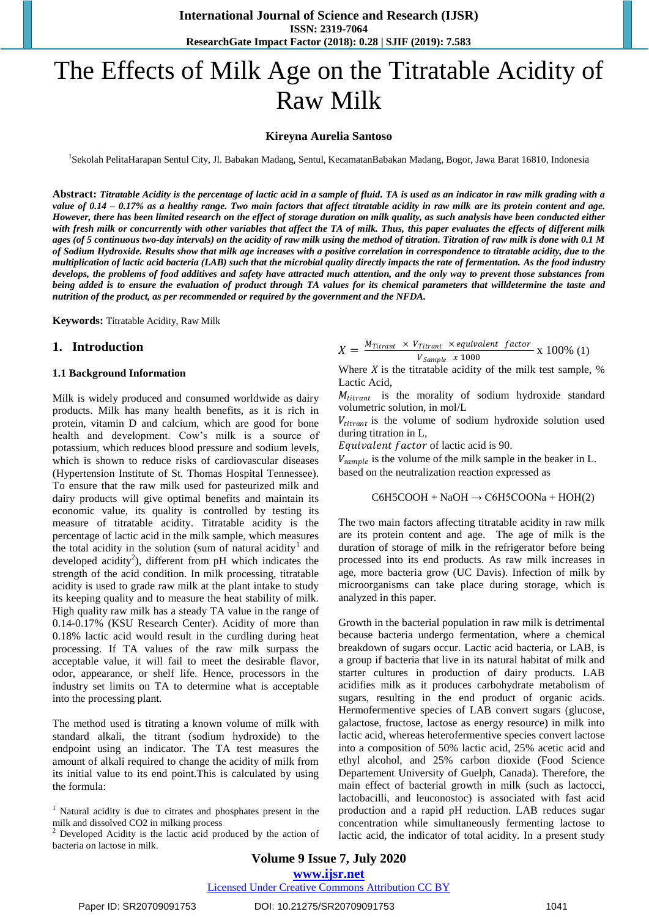# The Effects of Milk Age on the Titratable Acidity of Raw Milk

**Kireyna Aurelia Santoso**

[1]Sekolah PelitaHarapan Sentul City, Jl. Babakan Madang, Sentul, KecamatanBabakan Madang, Bogor, Jawa Barat 16810, Indonesia

**Abstract:** ***Titratable Acidity is the percentage of lactic acid in a sample of fluid. TA is used as an indicator in raw milk grading with a value of 0.14 – 0.17% as a healthy range. Two main factors that affect titratable acidity in raw milk are its protein content and age. However, there has been limited research on the effect of storage duration on milk quality, as such analysis have been conducted either with fresh milk or concurrently with other variables that affect the TA of milk. Thus, this paper evaluates the effects of different milk ages (of 5 continuous two-day intervals) on the acidity of raw milk using the method of titration. Titration of raw milk is done with 0.1 M of Sodium Hydroxide. Results show that milk age increases with a positive correlation in correspondence to titratable acidity, due to the multiplication of lactic acid bacteria (LAB) such that the microbial quality directly impacts the rate of fermentation. As the food industry develops, the problems of food additives and safety have attracted much attention, and the only way to prevent those substances from being added is to ensure the evaluation of product through TA values for its chemical parameters that willdetermine the taste and nutrition of the product, as per recommended or required by the government and the NFDA.***

**Keywords:** Titratable Acidity, Raw Milk

## 1. Introduction

### 1.1 Background Information

Milk is widely produced and consumed worldwide as dairy products. Milk has many health benefits, as it is rich in protein, vitamin D and calcium, which are good for bone health and development. Cow's milk is a source of potassium, which reduces blood pressure and sodium levels, which is shown to reduce risks of cardiovascular diseases (Hypertension Institute of St. Thomas Hospital Tennessee). To ensure that the raw milk used for pasteurized milk and dairy products will give optimal benefits and maintain its economic value, its quality is controlled by testing its measure of titratable acidity. Titratable acidity is the percentage of lactic acid in the milk sample, which measures the total acidity in the solution (sum of natural acidity[1] and developed acidity[2]), different from pH which indicates the strength of the acid condition. In milk processing, titratable acidity is used to grade raw milk at the plant intake to study its keeping quality and to measure the heat stability of milk. High quality raw milk has a steady TA value in the range of 0.14-0.17% (KSU Research Center). Acidity of more than 0.18% lactic acid would result in the curdling during heat processing. If TA values of the raw milk surpass the acceptable value, it will fail to meet the desirable flavor, odor, appearance, or shelf life. Hence, processors in the industry set limits on TA to determine what is acceptable into the processing plant.

The method used is titrating a known volume of milk with standard alkali, the titrant (sodium hydroxide) to the endpoint using an indicator. The TA test measures the amount of alkali required to change the acidity of milk from its initial value to its end point.This is calculated by using the formula:

[1] Natural acidity is due to citrates and phosphates present in the milk and dissolved CO2 in milking process

[2] Developed Acidity is the lactic acid produced by the action of bacteria on lactose in milk.

$$X = \frac{M_{Titrant} \times V_{Titrant} \times equivalent\ \ factor}{V_{Sample}\ \ x\ 1000} \text{ x } 100\% \quad (1)$$

Where $X$ is the titratable acidity of the milk test sample, % Lactic Acid,

$M_{titrant}$ is the morality of sodium hydroxide standard volumetric solution, in mol/L

$V_{titrant}$ is the volume of sodium hydroxide solution used during titration in L,

$Equivalent\ factor$ of lactic acid is 90.

$V_{sample}$ is the volume of the milk sample in the beaker in L.

based on the neutralization reaction expressed as

$$C6H5COOH + NaOH \rightarrow C6H5COONa + HOH \quad (2)$$

The two main factors affecting titratable acidity in raw milk are its protein content and age. The age of milk is the duration of storage of milk in the refrigerator before being processed into its end products. As raw milk increases in age, more bacteria grow (UC Davis). Infection of milk by microorganisms can take place during storage, which is analyzed in this paper.

Growth in the bacterial population in raw milk is detrimental because bacteria undergo fermentation, where a chemical breakdown of sugars occur. Lactic acid bacteria, or LAB, is a group if bacteria that live in its natural habitat of milk and starter cultures in production of dairy products. LAB acidifies milk as it produces carbohydrate metabolism of sugars, resulting in the end product of organic acids. Hermofermentive species of LAB convert sugars (glucose, galactose, fructose, lactose as energy resource) in milk into lactic acid, whereas heterofermentive species convert lactose into a composition of 50% lactic acid, 25% acetic acid and ethyl alcohol, and 25% carbon dioxide (Food Science Departement University of Guelph, Canada). Therefore, the main effect of bacterial growth in milk (such as lactocci, lactobacilli, and leuconostoc) is associated with fast acid production and a rapid pH reduction. LAB reduces sugar concentration while simultaneously fermenting lactose to lactic acid, the indicator of total acidity. In a present study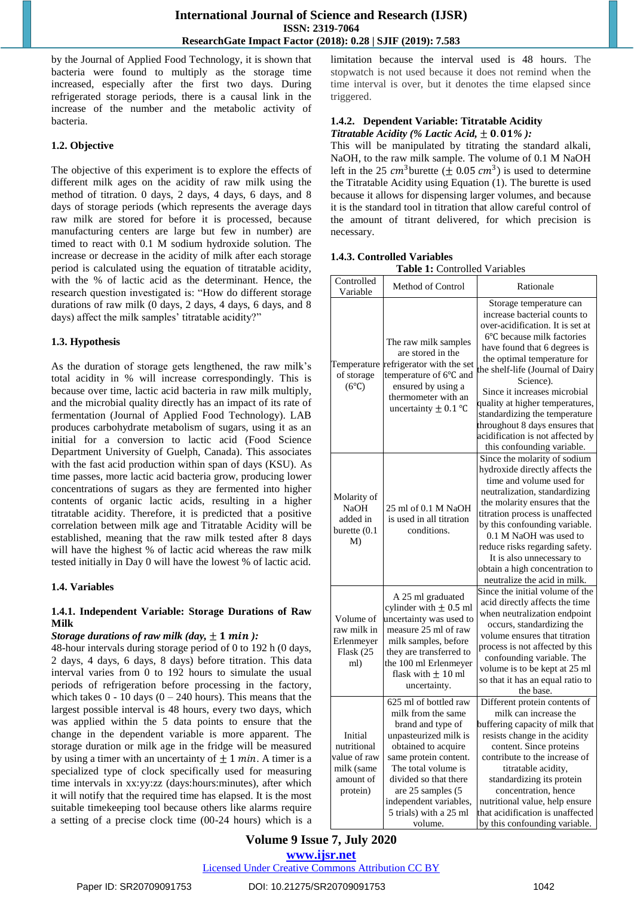by the Journal of Applied Food Technology, it is shown that bacteria were found to multiply as the storage time increased, especially after the first two days. During refrigerated storage periods, there is a causal link in the increase of the number and the metabolic activity of bacteria.

### 1.2. Objective

The objective of this experiment is to explore the effects of different milk ages on the acidity of raw milk using the method of titration. 0 days, 2 days, 4 days, 6 days, and 8 days of storage periods (which represents the average days raw milk are stored for before it is processed, because manufacturing centers are large but few in number) are timed to react with 0.1 M sodium hydroxide solution. The increase or decrease in the acidity of milk after each storage period is calculated using the equation of titratable acidity, with the % of lactic acid as the determinant. Hence, the research question investigated is: "How do different storage durations of raw milk (0 days, 2 days, 4 days, 6 days, and 8 days) affect the milk samples' titratable acidity?"

### 1.3. Hypothesis

As the duration of storage gets lengthened, the raw milk's total acidity in % will increase correspondingly. This is because over time, lactic acid bacteria in raw milk multiply, and the microbial quality directly has an impact of its rate of fermentation (Journal of Applied Food Technology). LAB produces carbohydrate metabolism of sugars, using it as an initial for a conversion to lactic acid (Food Science Department University of Guelph, Canada). This associates with the fast acid production within span of days (KSU). As time passes, more lactic acid bacteria grow, producing lower concentrations of sugars as they are fermented into higher contents of organic lactic acids, resulting in a higher titratable acidity. Therefore, it is predicted that a positive correlation between milk age and Titratable Acidity will be established, meaning that the raw milk tested after 8 days will have the highest % of lactic acid whereas the raw milk tested initially in Day 0 will have the lowest % of lactic acid.

### 1.4. Variables

#### 1.4.1. Independent Variable: Storage Durations of Raw Milk

***Storage durations of raw milk (day, $\pm$ 1 $min$ ):***
48-hour intervals during storage period of 0 to 192 h (0 days, 2 days, 4 days, 6 days, 8 days) before titration. This data interval varies from 0 to 192 hours to simulate the usual periods of refrigeration before processing in the factory, which takes 0 - 10 days (0 – 240 hours). This means that the largest possible interval is 48 hours, every two days, which was applied within the 5 data points to ensure that the change in the dependent variable is more apparent. The storage duration or milk age in the fridge will be measured by using a timer with an uncertainty of $\pm$ 1 $min$. A timer is a specialized type of clock specifically used for measuring time intervals in xx:yy:zz (days:hours:minutes), after which it will notify that the required time has elapsed. It is the most suitable timekeeping tool because others like alarms require a setting of a precise clock time (00-24 hours) which is a limitation because the interval used is 48 hours. The stopwatch is not used because it does not remind when the time interval is over, but it denotes the time elapsed since triggered.

#### 1.4.2. Dependent Variable: Titratable Acidity

***Titratable Acidity (% Lactic Acid, $\pm$ 0.01% ):***
This will be manipulated by titrating the standard alkali, NaOH, to the raw milk sample. The volume of 0.1 M NaOH left in the 25 $cm^3$burette ($\pm$ 0.05 $cm^3$) is used to determine the Titratable Acidity using Equation (1). The burette is used because it allows for dispensing larger volumes, and because it is the standard tool in titration that allow careful control of the amount of titrant delivered, for which precision is necessary.

#### 1.4.3. Controlled Variables

**Table 1:** Controlled Variables

| Controlled Variable | Method of Control | Rationale |
|---|---|---|
| Temperature of storage (6℃) | The raw milk samples are stored in the refrigerator with the set temperature of 6℃ and ensured by using a thermometer with an uncertainty $\pm$ 0.1 ℃ | Storage temperature can increase bacterial counts to over-acidification. It is set at 6℃ because milk factories have found that 6 degrees is the optimal temperature for the shelf-life (Journal of Dairy Science). Since it increases microbial quality at higher temperatures, standardizing the temperature throughout 8 days ensures that acidification is not affected by this confounding variable. |
| Molarity of NaOH added in burette (0.1 M) | 25 ml of 0.1 M NaOH is used in all titration conditions. | Since the molarity of sodium hydroxide directly affects the time and volume used for neutralization, standardizing the molarity ensures that the titration process is unaffected by this confounding variable. 0.1 M NaOH was used to reduce risks regarding safety. It is also unnecessary to obtain a high concentration to neutralize the acid in milk. |
| Volume of raw milk in Erlenmeyer Flask (25 ml) | A 25 ml graduated cylinder with $\pm$ 0.5 ml uncertainty was used to measure 25 ml of raw milk samples, before they are transferred to the 100 ml Erlenmeyer flask with $\pm$ 10 ml uncertainty. | Since the initial volume of the acid directly affects the time when neutralization endpoint occurs, standardizing the volume ensures that titration process is not affected by this confounding variable. The volume is to be kept at 25 ml so that it has an equal ratio to the base. |
| Initial nutritional value of raw milk (same amount of protein) | 625 ml of bottled raw milk from the same brand and type of unpasteurized milk is obtained to acquire same protein content. The total volume is divided so that there are 25 samples (5 independent variables, 5 trials) with a 25 ml volume. | Different protein contents of milk can increase the buffering capacity of milk that resists change in the acidity content. Since proteins contribute to the increase of titratable acidity, standardizing its protein concentration, hence nutritional value, help ensure that acidification is unaffected by this confounding variable. |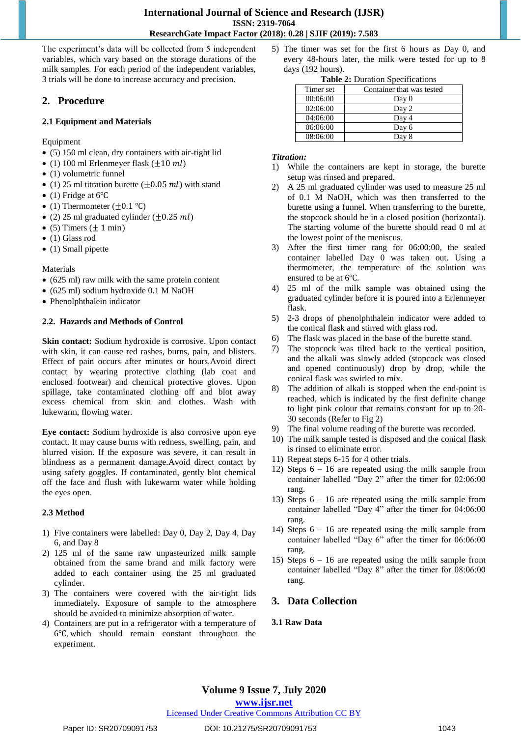The experiment's data will be collected from 5 independent variables, which vary based on the storage durations of the milk samples. For each period of the independent variables, 3 trials will be done to increase accuracy and precision.

## 2. Procedure

### 2.1 Equipment and Materials

Equipment

- (5) 150 ml clean, dry containers with air-tight lid
- (1) 100 ml Erlenmeyer flask ($\pm 10\ ml$)
- (1) volumetric funnel
- (1) 25 ml titration burette ($\pm 0.05\ ml$) with stand
- (1) Fridge at 6℃
- (1) Thermometer ($\pm 0.1$ ℃)
- (2) 25 ml graduated cylinder ($\pm 0.25\ ml$)
- (5) Timers ($\pm$ 1 min)
- (1) Glass rod
- (1) Small pipette

Materials

- (625 ml) raw milk with the same protein content
- (625 ml) sodium hydroxide 0.1 M NaOH
- Phenolphthalein indicator

### 2.2. Hazards and Methods of Control

**Skin contact:** Sodium hydroxide is corrosive. Upon contact with skin, it can cause red rashes, burns, pain, and blisters. Effect of pain occurs after minutes or hours.Avoid direct contact by wearing protective clothing (lab coat and enclosed footwear) and chemical protective gloves. Upon spillage, take contaminated clothing off and blot away excess chemical from skin and clothes. Wash with lukewarm, flowing water.

**Eye contact:** Sodium hydroxide is also corrosive upon eye contact. It may cause burns with redness, swelling, pain, and blurred vision. If the exposure was severe, it can result in blindness as a permanent damage.Avoid direct contact by using safety goggles. If contaminated, gently blot chemical off the face and flush with lukewarm water while holding the eyes open.

### 2.3 Method

1) Five containers were labelled: Day 0, Day 2, Day 4, Day 6, and Day 8
2) 125 ml of the same raw unpasteurized milk sample obtained from the same brand and milk factory were added to each container using the 25 ml graduated cylinder.
3) The containers were covered with the air-tight lids immediately. Exposure of sample to the atmosphere should be avoided to minimize absorption of water.
4) Containers are put in a refrigerator with a temperature of 6℃, which should remain constant throughout the experiment.
5) The timer was set for the first 6 hours as Day 0, and every 48-hours later, the milk were tested for up to 8 days (192 hours).

**Table 2:** Duration Specifications

| Timer set | Container that was tested |
|---|---|
| 00:06:00 | Day 0 |
| 02:06:00 | Day 2 |
| 04:06:00 | Day 4 |
| 06:06:00 | Day 6 |
| 08:06:00 | Day 8 |

*Titration:*

1) While the containers are kept in storage, the burette setup was rinsed and prepared.
2) A 25 ml graduated cylinder was used to measure 25 ml of 0.1 M NaOH, which was then transferred to the burette using a funnel. When transferring to the burette, the stopcock should be in a closed position (horizontal). The starting volume of the burette should read 0 ml at the lowest point of the meniscus.
3) After the first timer rang for 06:00:00, the sealed container labelled Day 0 was taken out. Using a thermometer, the temperature of the solution was ensured to be at 6℃.
4) 25 ml of the milk sample was obtained using the graduated cylinder before it is poured into a Erlenmeyer flask.
5) 2-3 drops of phenolphthalein indicator were added to the conical flask and stirred with glass rod.
6) The flask was placed in the base of the burette stand.
7) The stopcock was tilted back to the vertical position, and the alkali was slowly added (stopcock was closed and opened continuously) drop by drop, while the conical flask was swirled to mix.
8) The addition of alkali is stopped when the end-point is reached, which is indicated by the first definite change to light pink colour that remains constant for up to 20-30 seconds (Refer to Fig 2)
9) The final volume reading of the burette was recorded.
10) The milk sample tested is disposed and the conical flask is rinsed to eliminate error.
11) Repeat steps 6-15 for 4 other trials.
12) Steps 6 – 16 are repeated using the milk sample from container labelled "Day 2" after the timer for 02:06:00 rang.
13) Steps 6 – 16 are repeated using the milk sample from container labelled "Day 4" after the timer for 04:06:00 rang.
14) Steps 6 – 16 are repeated using the milk sample from container labelled "Day 6" after the timer for 06:06:00 rang.
15) Steps 6 – 16 are repeated using the milk sample from container labelled "Day 8" after the timer for 08:06:00 rang.

## 3. Data Collection

### 3.1 Raw Data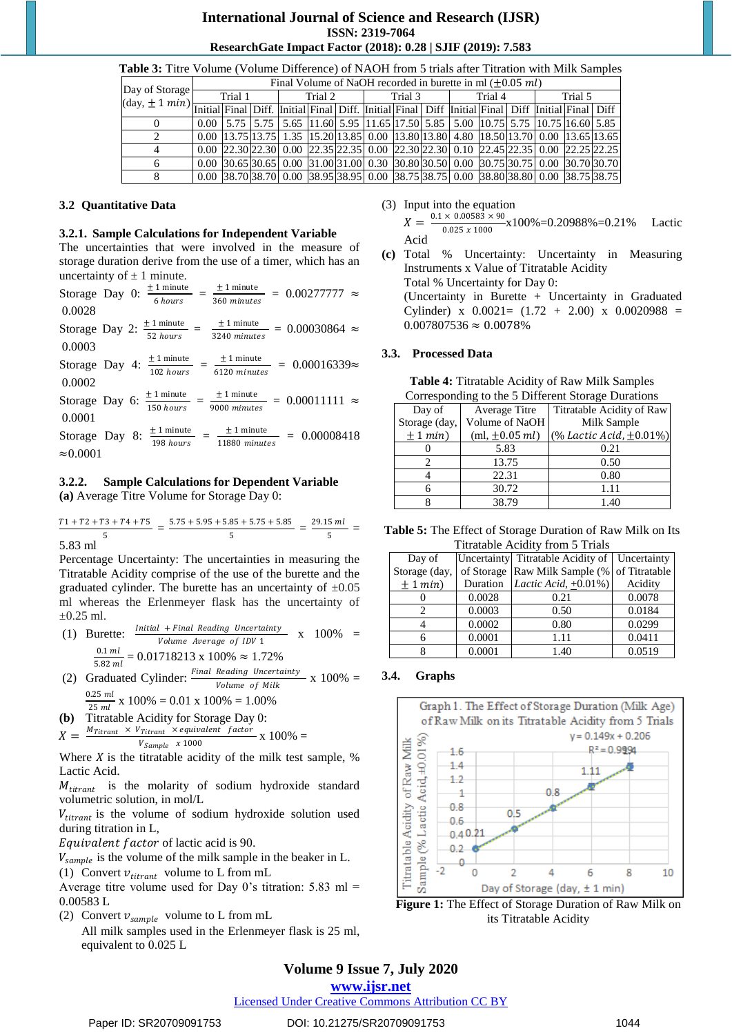**Table 3:** Titre Volume (Volume Difference) of NAOH from 5 trials after Titration with Milk Samples

| Day of Storage (day, $\pm 1$ *min*) | Final Volume of NaOH recorded in burette in ml ($\pm 0.05$ *ml*) | | | | | | | | | | | | | | |
|---|---|---|---|---|---|---|---|---|---|---|---|---|---|---|---|
| | Trial 1 | | | Trial 2 | | | Trial 3 | | | Trial 4 | | | Trial 5 | | |
| | Initial | Final | Diff. | Initial | Final | Diff. | Initial | Final | Diff | Initial | Final | Diff | Initial | Final | Diff |
| 0 | 0.00 | 5.75 | 5.75 | 5.65 | 11.60 | 5.95 | 11.65 | 17.50 | 5.85 | 5.00 | 10.75 | 5.75 | 10.75 | 16.60 | 5.85 |
| 2 | 0.00 | 13.75 | 13.75 | 1.35 | 15.20 | 13.85 | 0.00 | 13.80 | 13.80 | 4.80 | 18.50 | 13.70 | 0.00 | 13.65 | 13.65 |
| 4 | 0.00 | 22.30 | 22.30 | 0.00 | 22.35 | 22.35 | 0.00 | 22.30 | 22.30 | 0.10 | 22.45 | 22.35 | 0.00 | 22.25 | 22.25 |
| 6 | 0.00 | 30.65 | 30.65 | 0.00 | 31.00 | 31.00 | 0.30 | 30.80 | 30.50 | 0.00 | 30.75 | 30.75 | 0.00 | 30.70 | 30.70 |
| 8 | 0.00 | 38.70 | 38.70 | 0.00 | 38.95 | 38.95 | 0.00 | 38.75 | 38.75 | 0.00 | 38.80 | 38.80 | 0.00 | 38.75 | 38.75 |

### 3.2 Quantitative Data

#### 3.2.1. Sample Calculations for Independent Variable

The uncertainties that were involved in the measure of storage duration derive from the use of a timer, which has an uncertainty of ± 1 minute.

Storage Day 0: $\frac{\pm 1 \text{ minute}}{6 \text{ hours}} = \frac{\pm 1 \text{ minute}}{360 \text{ minutes}} = 0.00277777 \approx 0.0028$

Storage Day 2: $\frac{\pm 1 \text{ minute}}{52 \text{ hours}} = \frac{\pm 1 \text{ minute}}{3240 \text{ minutes}} = 0.00030864 \approx 0.0003$

Storage Day 4: $\frac{\pm 1 \text{ minute}}{102 \text{ hours}} = \frac{\pm 1 \text{ minute}}{6120 \text{ minutes}} = 0.00016339 \approx 0.0002$

Storage Day 6: $\frac{\pm 1 \text{ minute}}{150 \text{ hours}} = \frac{\pm 1 \text{ minute}}{9000 \text{ minutes}} = 0.00011111 \approx 0.0001$

Storage Day 8: $\frac{\pm 1 \text{ minute}}{198 \text{ hours}} = \frac{\pm 1 \text{ minute}}{11880 \text{ minutes}} = 0.00008418 \approx 0.0001$

#### 3.2.2. Sample Calculations for Dependent Variable

**(a)** Average Titre Volume for Storage Day 0:

$$\frac{T1+T2+T3+T4+T5}{5} = \frac{5.75+5.95+5.85+5.75+5.85}{5} = \frac{29.15 \text{ ml}}{5} = 5.83 \text{ ml}$$

Percentage Uncertainty: The uncertainties in measuring the Titratable Acidity comprise of the use of the burette and the graduated cylinder. The burette has an uncertainty of ±0.05 ml whereas the Erlenmeyer flask has the uncertainty of ±0.25 ml.

(1) Burette: $\frac{Initial + Final \ Reading \ Uncertainty}{Volume \ Average \ of \ IDV \ 1} \times 100\% = \frac{0.1 \ ml}{5.82 \ ml} = 0.01718213 \times 100\% \approx 1.72\%$

(2) Graduated Cylinder: $\frac{Final \ Reading \ Uncertainty}{Volume \ of \ Milk} \times 100\% = \frac{0.25 \ ml}{25 \ ml} \times 100\% = 0.01 \times 100\% = 1.00\%$

**(b)** Titratable Acidity for Storage Day 0:

$$X = \frac{M_{Titrant} \times V_{Titrant} \times equivalent \ factor}{V_{Sample} \ \times 1000} \times 100\% =$$

Where $X$ is the titratable acidity of the milk test sample, % Lactic Acid.

$M_{titrant}$ is the molarity of sodium hydroxide standard volumetric solution, in mol/L

$V_{titrant}$ is the volume of sodium hydroxide solution used during titration in L,

$Equivalent \ factor$ of lactic acid is 90.

$V_{sample}$ is the volume of the milk sample in the beaker in L.

(1) Convert $v_{titrant}$ volume to L from mL

Average titre volume used for Day 0's titration: 5.83 ml = 0.00583 L

(2) Convert $v_{sample}$ volume to L from mL

All milk samples used in the Erlenmeyer flask is 25 ml, equivalent to 0.025 L

(3) Input into the equation

$X = \frac{0.1 \times 0.00583 \times 90}{0.025 \times 1000} \times 100\% = 0.20988\% = 0.21\%$ Lactic Acid

**(c)** Total % Uncertainty: Uncertainty in Measuring Instruments x Value of Titratable Acidity

Total % Uncertainty for Day 0:

(Uncertainty in Burette + Uncertainty in Graduated Cylinder) x 0.0021= (1.72 + 2.00) x 0.0020988 = 0.007807536 ≈ 0.0078%

### 3.3. Processed Data

**Table 4:** Titratable Acidity of Raw Milk Samples Corresponding to the 5 Different Storage Durations

| Day of Storage (day, $\pm 1$ *min*) | Average Titre Volume of NaOH (ml, $\pm 0.05$ *ml*) | Titratable Acidity of Raw Milk Sample (% *Lactic Acid*, $\pm 0.01\%$) |
|---|---|---|
| 0 | 5.83 | 0.21 |
| 2 | 13.75 | 0.50 |
| 4 | 22.31 | 0.80 |
| 6 | 30.72 | 1.11 |
| 8 | 38.79 | 1.40 |

**Table 5:** The Effect of Storage Duration of Raw Milk on Its Titratable Acidity from 5 Trials

| Day of Storage (day, $\pm 1$ *min*) | Uncertainty of Storage Duration | Titratable Acidity of Raw Milk Sample (% *Lactic Acid*, $\pm 0.01\%$) | Uncertainty of Titratable Acidity |
|---|---|---|---|
| 0 | 0.0028 | 0.21 | 0.0078 |
| 2 | 0.0003 | 0.50 | 0.0184 |
| 4 | 0.0002 | 0.80 | 0.0299 |
| 6 | 0.0001 | 1.11 | 0.0411 |
| 8 | 0.0001 | 1.40 | 0.0519 |

### 3.4. Graphs

Graph 1. The Effect of Storage Duration (Milk Age) of Raw Milk on its Titratable Acidity from 5 Trials

$y = 0.149x + 0.206$, $R^2 = 0.9994$

**Figure 1:** The Effect of Storage Duration of Raw Milk on its Titratable Acidity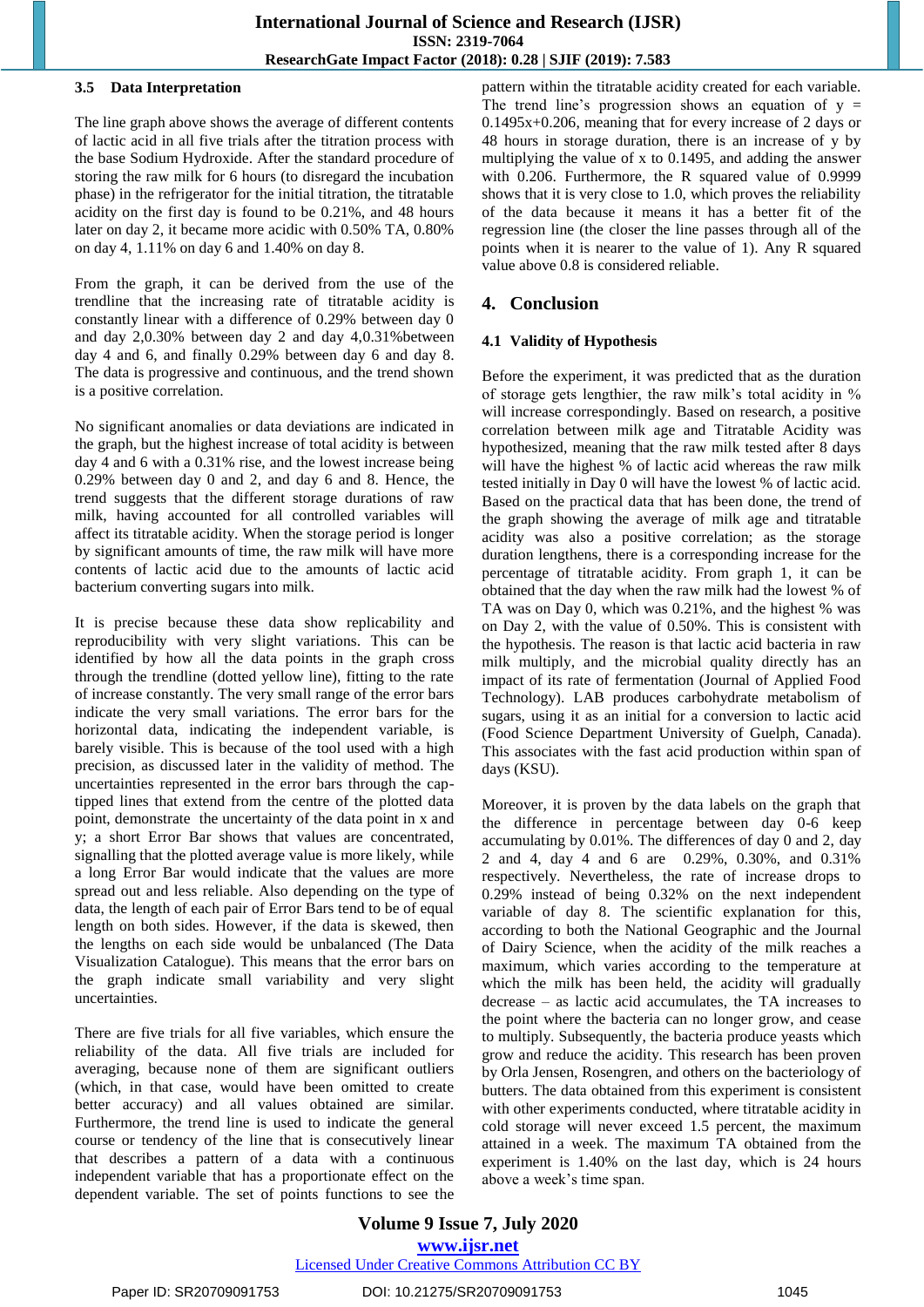### 3.5 Data Interpretation

The line graph above shows the average of different contents of lactic acid in all five trials after the titration process with the base Sodium Hydroxide. After the standard procedure of storing the raw milk for 6 hours (to disregard the incubation phase) in the refrigerator for the initial titration, the titratable acidity on the first day is found to be 0.21%, and 48 hours later on day 2, it became more acidic with 0.50% TA, 0.80% on day 4, 1.11% on day 6 and 1.40% on day 8.

From the graph, it can be derived from the use of the trendline that the increasing rate of titratable acidity is constantly linear with a difference of 0.29% between day 0 and day 2,0.30% between day 2 and day 4,0.31%between day 4 and 6, and finally 0.29% between day 6 and day 8. The data is progressive and continuous, and the trend shown is a positive correlation.

No significant anomalies or data deviations are indicated in the graph, but the highest increase of total acidity is between day 4 and 6 with a 0.31% rise, and the lowest increase being 0.29% between day 0 and 2, and day 6 and 8. Hence, the trend suggests that the different storage durations of raw milk, having accounted for all controlled variables will affect its titratable acidity. When the storage period is longer by significant amounts of time, the raw milk will have more contents of lactic acid due to the amounts of lactic acid bacterium converting sugars into milk.

It is precise because these data show replicability and reproducibility with very slight variations. This can be identified by how all the data points in the graph cross through the trendline (dotted yellow line), fitting to the rate of increase constantly. The very small range of the error bars indicate the very small variations. The error bars for the horizontal data, indicating the independent variable, is barely visible. This is because of the tool used with a high precision, as discussed later in the validity of method. The uncertainties represented in the error bars through the cap-tipped lines that extend from the centre of the plotted data point, demonstrate the uncertainty of the data point in x and y; a short Error Bar shows that values are concentrated, signalling that the plotted average value is more likely, while a long Error Bar would indicate that the values are more spread out and less reliable. Also depending on the type of data, the length of each pair of Error Bars tend to be of equal length on both sides. However, if the data is skewed, then the lengths on each side would be unbalanced (The Data Visualization Catalogue). This means that the error bars on the graph indicate small variability and very slight uncertainties.

There are five trials for all five variables, which ensure the reliability of the data. All five trials are included for averaging, because none of them are significant outliers (which, in that case, would have been omitted to create better accuracy) and all values obtained are similar. Furthermore, the trend line is used to indicate the general course or tendency of the line that is consecutively linear that describes a pattern of a data with a continuous independent variable that has a proportionate effect on the dependent variable. The set of points functions to see the pattern within the titratable acidity created for each variable. The trend line's progression shows an equation of $y = 0.1495x+0.206$, meaning that for every increase of 2 days or 48 hours in storage duration, there is an increase of y by multiplying the value of x to 0.1495, and adding the answer with 0.206. Furthermore, the R squared value of 0.9999 shows that it is very close to 1.0, which proves the reliability of the data because it means it has a better fit of the regression line (the closer the line passes through all of the points when it is nearer to the value of 1). Any R squared value above 0.8 is considered reliable.

## 4. Conclusion

### 4.1 Validity of Hypothesis

Before the experiment, it was predicted that as the duration of storage gets lengthier, the raw milk's total acidity in % will increase correspondingly. Based on research, a positive correlation between milk age and Titratable Acidity was hypothesized, meaning that the raw milk tested after 8 days will have the highest % of lactic acid whereas the raw milk tested initially in Day 0 will have the lowest % of lactic acid. Based on the practical data that has been done, the trend of the graph showing the average of all milk age and titratable acidity was also a positive correlation; as the storage duration lengthens, there is a corresponding increase for the percentage of titratable acidity. From graph 1, it can be obtained that the day when the raw milk had the lowest % of TA was on Day 0, which was 0.21%, and the highest % was on Day 2, with the value of 0.50%. This is consistent with the hypothesis. The reason is that lactic acid bacteria in raw milk multiply, and the microbial quality directly has an impact of its rate of fermentation (Journal of Applied Food Technology). LAB produces carbohydrate metabolism of sugars, using it as an initial for a conversion to lactic acid (Food Science Department University of Guelph, Canada). This associates with the fast acid production within span of days (KSU).

Moreover, it is proven by the data labels on the graph that the difference in percentage between day 0-6 keep accumulating by 0.01%. The differences of day 0 and 2, day 2 and 4, day 4 and 6 are 0.29%, 0.30%, and 0.31% respectively. Nevertheless, the rate of increase drops to 0.29% instead of being 0.32% on the next independent variable of day 8. The scientific explanation for this, according to both the National Geographic and the Journal of Dairy Science, when the acidity of the milk reaches a maximum, which varies according to the temperature at which the milk has been held, the acidity will gradually decrease – as lactic acid accumulates, the TA increases to the point where the bacteria can no longer grow, and cease to multiply. Subsequently, the bacteria produce yeasts which grow and reduce the acidity. This research has been proven by Orla Jensen, Rosengren, and others on the bacteriology of butters. The data obtained from this experiment is consistent with other experiments conducted, where titratable acidity in cold storage will never exceed 1.5 percent, the maximum attained in a week. The maximum TA obtained from the experiment is 1.40% on the last day, which is 24 hours above a week's time span.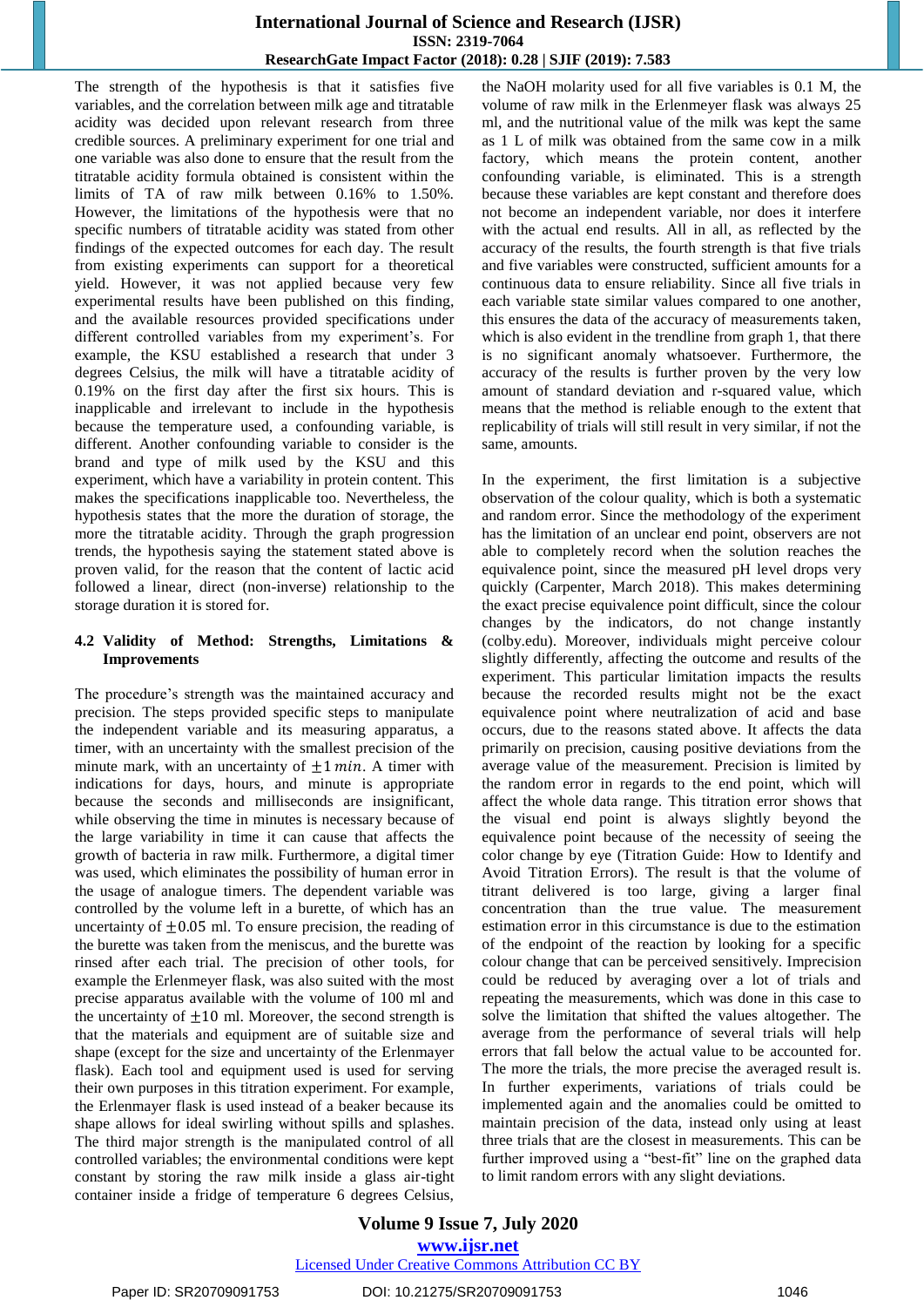The strength of the hypothesis is that it satisfies five variables, and the correlation between milk age and titratable acidity was decided upon relevant research from three credible sources. A preliminary experiment for one trial and one variable was also done to ensure that the result from the titratable acidity formula obtained is consistent within the limits of TA of raw milk between 0.16% to 1.50%. However, the limitations of the hypothesis were that no specific numbers of titratable acidity was stated from other findings of the expected outcomes for each day. The result from existing experiments can support for a theoretical yield. However, it was not applied because very few experimental results have been published on this finding, and the available resources provided specifications under different controlled variables from my experiment's. For example, the KSU established a research that under 3 degrees Celsius, the milk will have a titratable acidity of 0.19% on the first day after the first six hours. This is inapplicable and irrelevant to include in the hypothesis because the temperature used, a confounding variable, is different. Another confounding variable to consider is the brand and type of milk used by the KSU and this experiment, which have a variability in protein content. This makes the specifications inapplicable too. Nevertheless, the hypothesis states that the more the duration of storage, the more the titratable acidity. Through the graph progression trends, the hypothesis saying the statement stated above is proven valid, for the reason that the content of lactic acid followed a linear, direct (non-inverse) relationship to the storage duration it is stored for.

### 4.2 Validity of Method: Strengths, Limitations & Improvements

The procedure's strength was the maintained accuracy and precision. The steps provided specific steps to manipulate the independent variable and its measuring apparatus, a timer, with an uncertainty with the smallest precision of the minute mark, with an uncertainty of $\pm 1\,min$. A timer with indications for days, hours, and minute is appropriate because the seconds and milliseconds are insignificant, while observing the time in minutes is necessary because of the large variability in time it can cause that affects the growth of bacteria in raw milk. Furthermore, a digital timer was used, which eliminates the possibility of human error in the usage of analogue timers. The dependent variable was controlled by the volume left in a burette, of which has an uncertainty of $\pm 0.05$ ml. To ensure precision, the reading of the burette was taken from the meniscus, and the burette was rinsed after each trial. The precision of other tools, for example the Erlenmeyer flask, was also suited with the most precise apparatus available with the volume of 100 ml and the uncertainty of $\pm 10$ ml. Moreover, the second strength is that the materials and equipment are of suitable size and shape (except for the size and uncertainty of the Erlenmayer flask). Each tool and equipment used is used for serving their own purposes in this titration experiment. For example, the Erlenmayer flask is used instead of a beaker because its shape allows for ideal swirling without spills and splashes. The third major strength is the manipulated control of all controlled variables; the environmental conditions were kept constant by storing the raw milk inside a glass air-tight container inside a fridge of temperature 6 degrees Celsius, the NaOH molarity used for all five variables is 0.1 M, the volume of raw milk in the Erlenmeyer flask was always 25 ml, and the nutritional value of the milk was kept the same as 1 L of milk was obtained from the same cow in a milk factory, which means the protein content, another confounding variable, is eliminated. This is a strength because these variables are kept constant and therefore does not become an independent variable, nor does it interfere with the actual end results. All in all, as reflected by the accuracy of the results, the fourth strength proven is that five trials and five variables were constructed, sufficient amounts for a continuous data to ensure reliability. Since all five trials in each variable state similar values compared to one another, this ensures the data of the accuracy of measurements taken, which is also evident in the trendline from graph 1, that there is no significant anomaly whatsoever. Furthermore, the accuracy of the results is further proven by the very low amount of standard deviation and r-squared value, which means that the method is reliable enough to the extent that replicability of trials will still result in very similar, if not the same, amounts.

In the experiment, the first limitation is a subjective observation of the colour quality, which is both a systematic and random error. Since the methodology of the experiment has the limitation of an unclear end point, observers are not able to completely record when the solution reaches the equivalence point, since the measured pH level drops very quickly (Carpenter, March 2018). This makes determining the exact precise equivalence point difficult, since the colour changes by the indicators, do not change instantly (colby.edu). Moreover, individuals might perceive colour slightly differently, affecting the outcome and results of the experiment. This particular limitation impacts the results because the recorded results might not be the exact equivalence point where neutralization of acid and base occurs, due to the reasons stated above. It affects the data primarily on precision, causing positive deviations from the average value of the measurement. Precision is limited by the random error in regards to the end point, which will affect the whole data range. This titration error shows that the visual end point is always slightly beyond the equivalence point because of the necessity of seeing the color change by eye (Titration Guide: How to Identify and Avoid Titration Errors). The result is that the volume of titrant delivered is too large, giving a larger final concentration than the true value. The measurement estimation error in this circumstance is due to the estimation of the endpoint of the reaction by looking for a specific colour change that can be perceived sensitively. Imprecision could be reduced by averaging over a lot of trials and repeating the measurements, which was done in this case to solve the limitation that shifted the values altogether. The average from the performance of several trials will help errors that fall below the actual value to be accounted for. The more the trials, the more precise the averaged result is. In further experiments, variations of trials could be implemented again and the anomalies could be omitted to maintain precision of the data, instead only using at least three trials that are the closest in measurements. This can be further improved using a "best-fit" line on the graphed data to limit random errors with any slight deviations.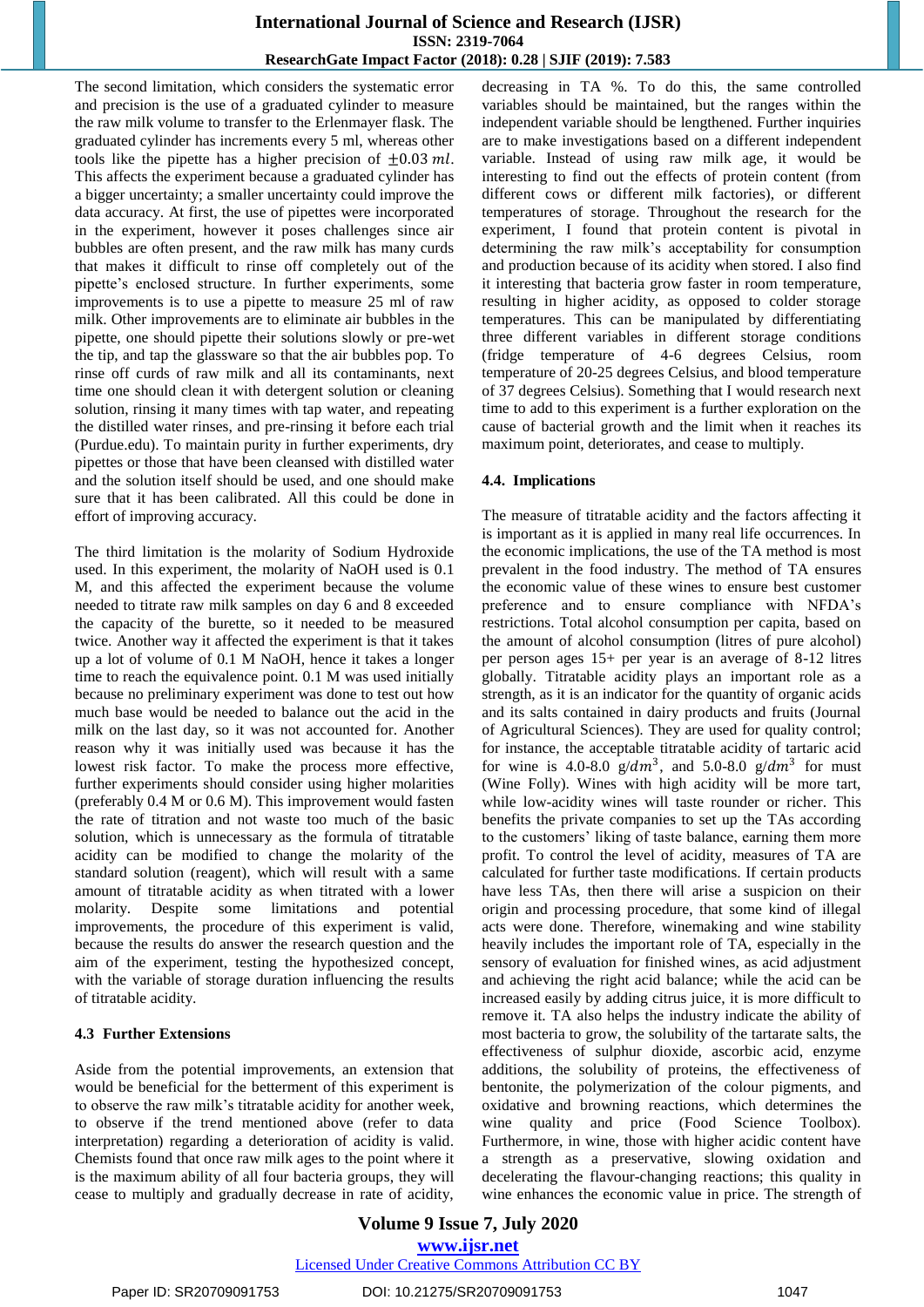The second limitation, which considers the systematic error and precision is the use of a graduated cylinder to measure the raw milk volume to transfer to the Erlenmeyer flask. The graduated cylinder has increments every 5 ml, whereas other tools like the pipette has a higher precision of $\pm 0.03\ ml$. This affects the experiment because a graduated cylinder has a bigger uncertainty; a smaller uncertainty could improve the data accuracy. At first, the use of pipettes were incorporated in the experiment, however it poses challenges since air bubbles are often present, and the raw milk has many curds that makes it difficult to rinse off completely out of the pipette's enclosed structure. In further experiments, some improvements is to use a pipette to measure 25 ml of raw milk. Other improvements are to eliminate air bubbles in the pipette, one should pipette their solutions slowly or pre-wet the tip, and tap the glassware so that the air bubbles pop. To rinse off curds of raw milk and all its contaminants, next time one should clean it with detergent solution or cleaning solution, rinsing it many times with tap water, and repeating the distilled water rinses, and pre-rinsing it before each trial (Purdue.edu). To maintain purity in further experiments, dry pipettes or those that have been cleansed with distilled water and the solution itself should be used, and one should make sure that it has been calibrated. All this could be done in effort of improving accuracy.

The third limitation is the molarity of Sodium Hydroxide used. In this experiment, the molarity of NaOH used is 0.1 M, and this affected the experiment because the volume needed to titrate raw milk samples on day 6 and 8 exceeded the capacity of the burette, so it needed to be measured twice. Another way it affected the experiment is that it takes up a lot of volume of 0.1 M NaOH, hence it takes a longer time to reach the equivalence point. 0.1 M was used initially because no preliminary experiment was done to test out how much base would be needed to balance out the acid in the milk on the last day, so it was not accounted for. Another reason why it was initially used was because it has the lowest risk factor. To make the process more effective, further experiments should consider using higher molarities (preferably 0.4 M or 0.6 M). This improvement would fasten the rate of titration and not waste too much of the basic solution, which is unnecessary as the formula of titratable acidity can be modified to change the molarity of the standard solution (reagent), which will result with a same amount of titratable acidity as when titrated with a lower molarity. Despite some limitations and potential improvements, the procedure of this experiment is valid, because the results do answer the research question and the aim of the experiment, testing the hypothesized concept, with the variable of storage duration influencing the results of titratable acidity.

### 4.3 Further Extensions

Aside from the potential improvements, an extension that would be beneficial for the betterment of this experiment is to observe the raw milk's titratable acidity for another week, to observe if the trend mentioned above (refer to data interpretation) regarding a deterioration of acidity is valid. Chemists found that once raw milk ages to the point where it is the maximum ability of all four bacteria groups, they will cease to multiply and gradually decrease in rate of acidity, decreasing in TA %. To do this, the same controlled variables should be maintained, but the ranges within the independent variable should be lengthened. Further inquiries are to make investigations based on a different independent variable. Instead of using raw milk age, it would be interesting to find out the effects of protein content (from different cows or different milk factories), or different temperatures of storage. Throughout the research for the experiment, I found that protein content is pivotal in determining the raw milk's acceptability for consumption and production because of its acidity when stored. I also find it interesting that bacteria grow faster in room temperature, resulting in higher acidity, as opposed to colder storage temperatures. This can be manipulated by differentiating three different variables in different storage conditions (fridge temperature of 4-6 degrees Celsius, room temperature of 20-25 degrees Celsius, and blood temperature of 37 degrees Celsius). Something that I would research next time to add to this experiment is a further exploration on the cause of bacterial growth and the limit when it reaches its maximum point, deteriorates, and cease to multiply.

### 4.4. Implications

The measure of titratable acidity and the factors affecting it is important as it is applied in many real life occurrences. In the economic implications, the use of the TA method is most prevalent in the food industry. The method of TA ensures the economic value of these wines to ensure best customer preference and to ensure compliance with NFDA's restrictions. Total alcohol consumption per capita, based on the amount of alcohol consumption (litres of pure alcohol) per person ages 15+ per year is an average of 8-12 litres globally. Titratable acidity plays an important role as a strength, as it is an indicator for the quantity of organic acids and its salts contained in dairy products and fruits (Journal of Agricultural Sciences). They are used for quality control; for instance, the acceptable titratable acidity of tartaric acid for wine is 4.0-8.0 g/$dm^3$, and 5.0-8.0 g/$dm^3$ for must (Wine Folly). Wines with high acidity will be more tart, while low-acidity wines will taste rounder or richer. This benefits the private companies to set up the TAs according to the customers' liking of taste balance, earning them more profit. To control the level of acidity, measures of TA are calculated for further taste modifications. If certain products have less TAs, then there will arise a suspicion on their origin and processing procedure, that some kind of illegal acts were done. Therefore, winemaking and wine stability heavily includes the important role of TA, especially in the sensory of evaluation for finished wines, as acid adjustment and achieving the right acid balance; while the acid can be increased easily by adding citrus juice, it is more difficult to remove it. TA also helps the industry indicate the ability of most bacteria to grow, the solubility of the tartarate salts, the effectiveness of sulphur dioxide, ascorbic acid, enzyme additions, the solubility of proteins, the effectiveness of bentonite, the polymerization of the colour pigments, and oxidative and browning reactions, which determines the wine quality and price (Food Science Toolbox). Furthermore, in wine, those with higher acidic content have a strength as a preservative, slowing oxidation and decelerating the flavour-changing reactions; this quality in wine enhances the economic value in price. The strength of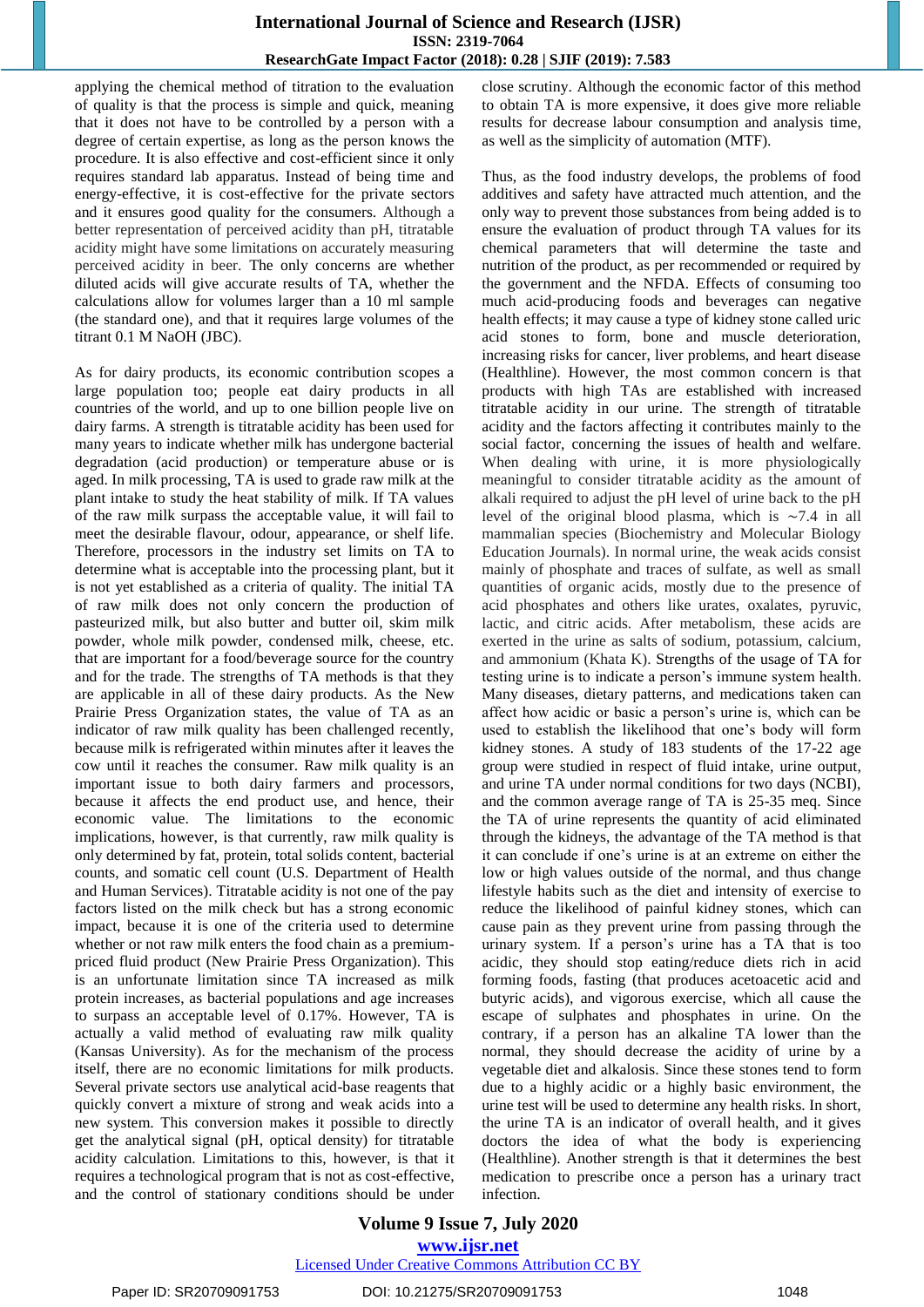applying the chemical method of titration to the evaluation of quality is that the process is simple and quick, meaning that it does not have to be controlled by a person with a degree of certain expertise, as long as the person knows the procedure. It is also effective and cost-efficient since it only requires standard lab apparatus. Instead of being time and energy-effective, it is cost-effective for the private sectors and it ensures good quality for the consumers. Although a better representation of perceived acidity than pH, titratable acidity might have some limitations on accurately measuring perceived acidity in beer. The only concerns are whether diluted acids will give accurate results of TA, whether the calculations allow for volumes larger than a 10 ml sample (the standard one), and that it requires large volumes of the titrant 0.1 M NaOH (JBC).

As for dairy products, its economic contribution scopes a large population too; people eat dairy products in all countries of the world, and up to one billion people live on dairy farms. A strength is titratable acidity has been used for many years to indicate whether milk has undergone bacterial degradation (acid production) or temperature abuse or is aged. In milk processing, TA is used to grade raw milk at the plant intake to study the heat stability of milk. If TA values of the raw milk surpass the acceptable value, it will fail to meet the desirable flavour, odour, appearance, or shelf life. Therefore, processors in the industry set limits on TA to determine what is acceptable into the processing plant, but it is not yet established as a criteria of quality. The initial TA of raw milk does not only concern the production of pasteurized milk, but also butter and butter oil, skim milk powder, whole milk powder, condensed milk, cheese, etc. that are important for a food/beverage source for the country and for the trade. The strengths of TA methods is that they are applicable in all of these dairy products. As the New Prairie Press Organization states, the value of TA as an indicator of raw milk quality has been challenged recently, because milk is refrigerated within minutes after it leaves the cow until it reaches the consumer. Raw milk quality is an important issue to both dairy farmers and processors, because it affects the end product use, and hence, their economic value. The limitations to the economic implications, however, is that currently, raw milk quality is only determined by fat, protein, total solids content, bacterial counts, and somatic cell count (U.S. Department of Health and Human Services). Titratable acidity is not one of the pay factors listed on the milk check but has a strong economic impact, because it is one of the criteria used to determine whether or not raw milk enters the food chain as a premium-priced fluid product (New Prairie Press Organization). This is an unfortunate limitation since TA increased as milk protein increases, as bacterial populations and age increases to surpass an acceptable level of 0.17%. However, TA is actually a valid method of evaluating raw milk quality (Kansas University). As for the mechanism of the process itself, there are no economic limitations for milk products. Several private sectors use analytical acid-base reagents that quickly convert a mixture of strong and weak acids into a new system. This conversion makes it possible to directly get the analytical signal (pH, optical density) for titratable acidity calculation. Limitations to this, however, is that it requires a technological program that is not as cost-effective, and the control of stationary conditions should be under close scrutiny. Although the economic factor of this method to obtain TA is more expensive, it does give more reliable results for decrease labour consumption and analysis time, as well as the simplicity of automation (MTF).

Thus, as the food industry develops, the problems of food additives and safety have attracted much attention, and the only way to prevent those substances from being added is to ensure the evaluation of product through TA values for its chemical parameters that will determine the taste and nutrition of the product, as per recommended or required by the government and the NFDA. Effects of consuming too much acid-producing foods and beverages can negative health effects; it may cause a type of kidney stone called uric acid stones to form, bone and muscle deterioration, increasing risks for cancer, liver problems, and heart disease (Healthline). However, the most common concern is that products with high TAs are established with increased titratable acidity in our urine. The strength of titratable acidity and the factors affecting it contributes mainly to the social factor, concerning the issues of health and welfare. When dealing with urine, it is more physiologically meaningful to consider titratable acidity as the amount of alkali required to adjust the pH level of urine back to the pH level of the original blood plasma, which is ~7.4 in all mammalian species (Biochemistry and Molecular Biology Education Journals). In normal urine, the weak acids consist mainly of phosphate and traces of sulfate, as well as small quantities of organic acids, mostly due to the presence of acid phosphates and others like urates, oxalates, pyruvic, lactic, and citric acids. After metabolism, these acids are exerted in the urine as salts of sodium, potassium, calcium, and ammonium (Khata K). Strengths of the usage of TA for testing urine is to indicate a person's immune system health. Many diseases, dietary patterns, and medications taken can affect how acidic or basic a person's urine is, which can be used to establish the likelihood that one's body will form kidney stones. A study of 183 students of the 17-22 age group were studied in respect of fluid intake, urine output, and urine TA under normal conditions for two days (NCBI), and the common average range of TA is 25-35 meq. Since the TA of urine represents the quantity of acid eliminated through the kidneys, the advantage of the TA method is that it can conclude if one's urine is at an extreme on either the low or high values outside of the normal, and thus change lifestyle habits such as the diet and intensity of exercise to reduce the likelihood of painful kidney stones, which can cause pain as they prevent urine from passing through the urinary system. If a person's urine has a TA that is too acidic, they should stop eating/reduce diets rich in acid forming foods, fasting (that produces acetoacetic acid and butyric acids), and vigorous exercise, which all cause the escape of sulphates and phosphates in urine. On the contrary, if a person has an alkaline TA lower than the normal, they should decrease the acidity of urine by a vegetable diet and alkalosis. Since these stones tend to form due to a highly acidic or a highly basic environment, the urine test will be used to determine any health risks. In short, the urine TA is an indicator of overall health, and it gives doctors the idea of what the body is experiencing (Healthline). Another strength is that it determines the best medication to prescribe once a person has a urinary tract infection.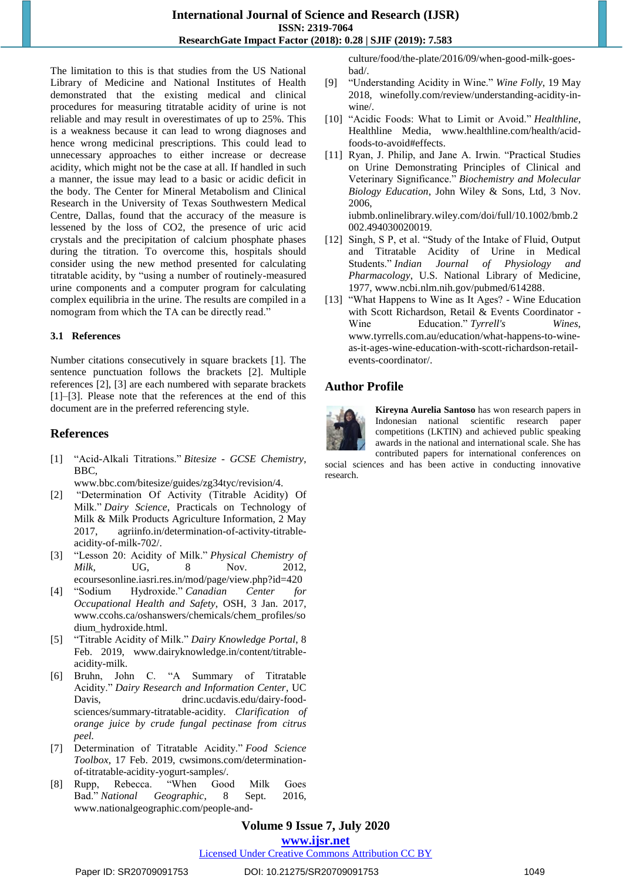The limitation to this is that studies from the US National Library of Medicine and National Institutes of Health demonstrated that the existing medical and clinical procedures for measuring titratable acidity of urine is not reliable and may result in overestimates of up to 25%. This is a weakness because it can lead to wrong diagnoses and hence wrong medicinal prescriptions. This could lead to unnecessary approaches to either increase or decrease acidity, which might not be the case at all. If handled in such a manner, the issue may lead to a basic or acidic deficit in the body. The Center for Mineral Metabolism and Clinical Research in the University of Texas Southwestern Medical Centre, Dallas, found that the accuracy of the measure is lessened by the loss of $CO_2$, the presence of uric acid crystals and the precipitation of calcium phosphate phases during the titration. To overcome this, hospitals should consider using the new method presented for calculating titratable acidity, by "using a number of routinely-measured urine components and a computer program for calculating complex equilibria in the urine. The results are compiled in a nomogram from which the TA can be directly read."

### 3.1 References

Number citations consecutively in square brackets [1]. The sentence punctuation follows the brackets [2]. Multiple references [2], [3] are each numbered with separate brackets [1]–[3]. Please note that the references at the end of this document are in the preferred referencing style.

## References

[1] "Acid-Alkali Titrations." *Bitesize - GCSE Chemistry*, BBC, www.bbc.com/bitesize/guides/zg34tyc/revision/4.

[2] "Determination Of Activity (Titrable Acidity) Of Milk." *Dairy Science*, Practicals on Technology of Milk & Milk Products Agriculture Information, 2 May 2017, agriinfo.in/determination-of-activity-titrable-acidity-of-milk-702/.

[3] "Lesson 20: Acidity of Milk." *Physical Chemistry of Milk*, UG, 8 Nov. 2012, ecoursesonline.iasri.res.in/mod/page/view.php?id=420

[4] "Sodium Hydroxide." *Canadian Center for Occupational Health and Safety*, OSH, 3 Jan. 2017, www.ccohs.ca/oshanswers/chemicals/chem_profiles/sodium_hydroxide.html.

[5] "Titrable Acidity of Milk." *Dairy Knowledge Portal*, 8 Feb. 2019, www.dairyknowledge.in/content/titrable-acidity-milk.

[6] Bruhn, John C. "A Summary of Titratable Acidity." *Dairy Research and Information Center*, UC Davis, drinc.ucdavis.edu/dairy-food-sciences/summary-titratable-acidity. *Clarification of orange juice by crude fungal pectinase from citrus peel.*

[7] Determination of Titratable Acidity." *Food Science Toolbox*, 17 Feb. 2019, cwsimons.com/determination-of-titratable-acidity-yogurt-samples/.

[8] Rupp, Rebecca. "When Good Milk Goes Bad." *National Geographic*, 8 Sept. 2016, www.nationalgeographic.com/people-and-culture/food/the-plate/2016/09/when-good-milk-goes-bad/.

[9] "Understanding Acidity in Wine." *Wine Folly*, 19 May 2018, winefolly.com/review/understanding-acidity-in-wine/.

[10] "Acidic Foods: What to Limit or Avoid." *Healthline*, Healthline Media, www.healthline.com/health/acid-foods-to-avoid#effects.

[11] Ryan, J. Philip, and Jane A. Irwin. "Practical Studies on Urine Demonstrating Principles of Clinical and Veterinary Significance." *Biochemistry and Molecular Biology Education*, John Wiley & Sons, Ltd, 3 Nov. 2006, iubmb.onlinelibrary.wiley.com/doi/full/10.1002/bmb.2002.494030020019.

[12] Singh, S P, et al. "Study of the Intake of Fluid, Output and Titratable Acidity of Urine in Medical Students." *Indian Journal of Physiology and Pharmacology*, U.S. National Library of Medicine, 1977, www.ncbi.nlm.nih.gov/pubmed/614288.

[13] "What Happens to Wine as It Ages? - Wine Education with Scott Richardson, Retail & Events Coordinator - Wine Education." *Tyrrell's Wines*, www.tyrrells.com.au/education/what-happens-to-wine-as-it-ages-wine-education-with-scott-richardson-retail-events-coordinator/.

## Author Profile

**Kireyna Aurelia Santoso** has won research papers in Indonesian national scientific research paper competitions (LKTIN) and achieved public speaking awards in the national and international scale. She has contributed papers for international conferences on social sciences and has been active in conducting innovative research.